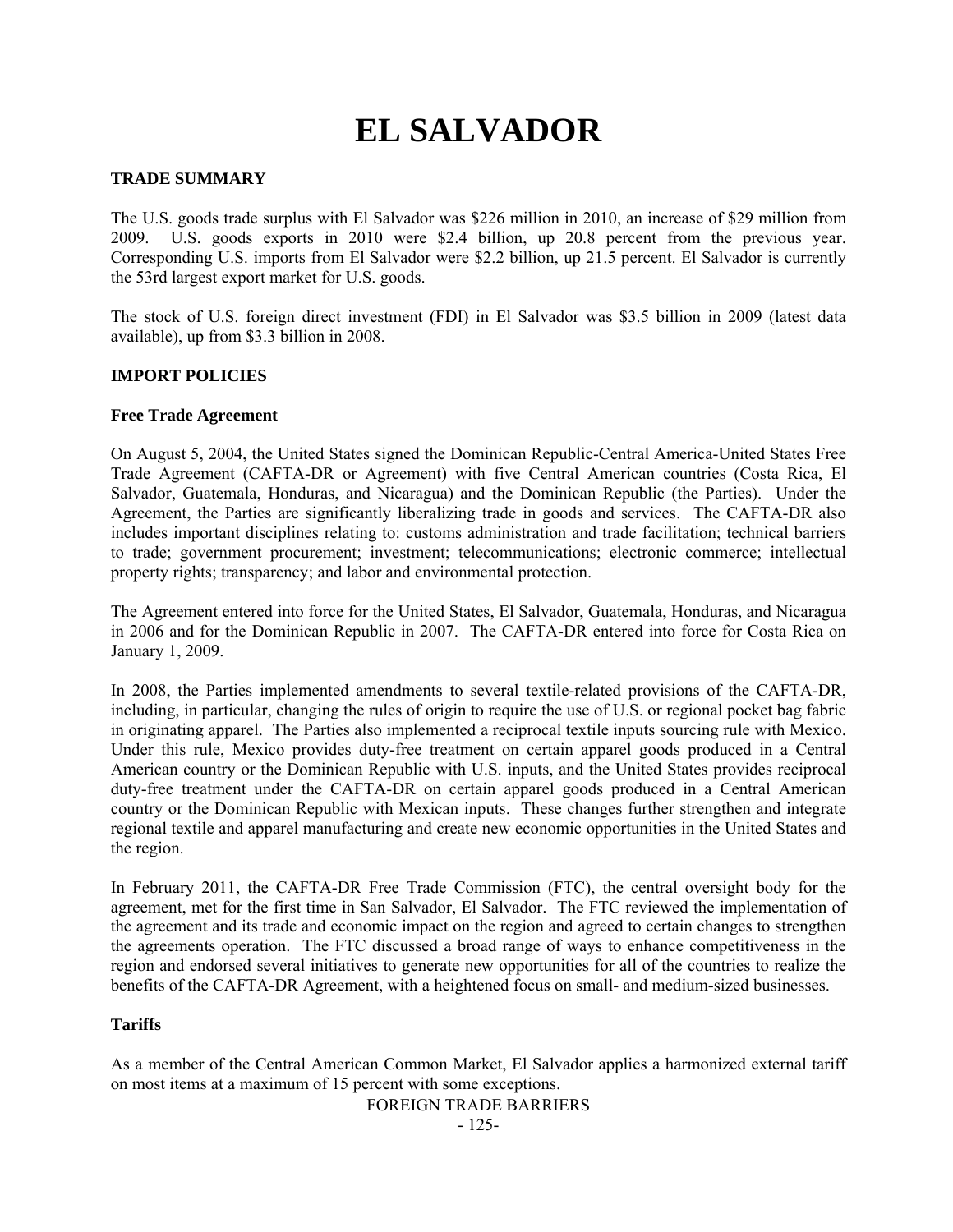# EL SALVADOR

## TRADE SUMMARY

The U.S. goods trade surplus with El Salvador was $226 million in 2010, an increase of $29 million from 2009. U.S. goods exports in 2010 were $2.4 billion, up 20.8 percent from the previous year. Corresponding U.S. imports from El Salvador were $2.2 billion, up 21.5 percent. El Salvador is currently the 53rd largest export market for U.S. goods.

The stock of U.S. foreign direct investment (FDI) in El Salvador was $3.5 billion in 2009 (latest data available), up from $3.3 billion in 2008.

## IMPORT POLICIES

### Free Trade Agreement

On August 5, 2004, the United States signed the Dominican Republic-Central America-United States Free Trade Agreement (CAFTA-DR or Agreement) with five Central American countries (Costa Rica, El Salvador, Guatemala, Honduras, and Nicaragua) and the Dominican Republic (the Parties). Under the Agreement, the Parties are significantly liberalizing trade in goods and services. The CAFTA-DR also includes important disciplines relating to: customs administration and trade facilitation; technical barriers to trade; government procurement; investment; telecommunications; electronic commerce; intellectual property rights; transparency; and labor and environmental protection.

The Agreement entered into force for the United States, El Salvador, Guatemala, Honduras, and Nicaragua in 2006 and for the Dominican Republic in 2007. The CAFTA-DR entered into force for Costa Rica on January 1, 2009.

In 2008, the Parties implemented amendments to several textile-related provisions of the CAFTA-DR, including, in particular, changing the rules of origin to require the use of U.S. or regional pocket bag fabric in originating apparel. The Parties also implemented a reciprocal textile inputs sourcing rule with Mexico. Under this rule, Mexico provides duty-free treatment on certain apparel goods produced in a Central American country or the Dominican Republic with U.S. inputs, and the United States provides reciprocal duty-free treatment under the CAFTA-DR on certain apparel goods produced in a Central American country or the Dominican Republic with Mexican inputs. These changes further strengthen and integrate regional textile and apparel manufacturing and create new economic opportunities in the United States and the region.

In February 2011, the CAFTA-DR Free Trade Commission (FTC), the central oversight body for the agreement, met for the first time in San Salvador, El Salvador. The FTC reviewed the implementation of the agreement and its trade and economic impact on the region and agreed to certain changes to strengthen the agreements operation. The FTC discussed a broad range of ways to enhance competitiveness in the region and endorsed several initiatives to generate new opportunities for all of the countries to realize the benefits of the CAFTA-DR Agreement, with a heightened focus on small- and medium-sized businesses.

### Tariffs

As a member of the Central American Common Market, El Salvador applies a harmonized external tariff on most items at a maximum of 15 percent with some exceptions.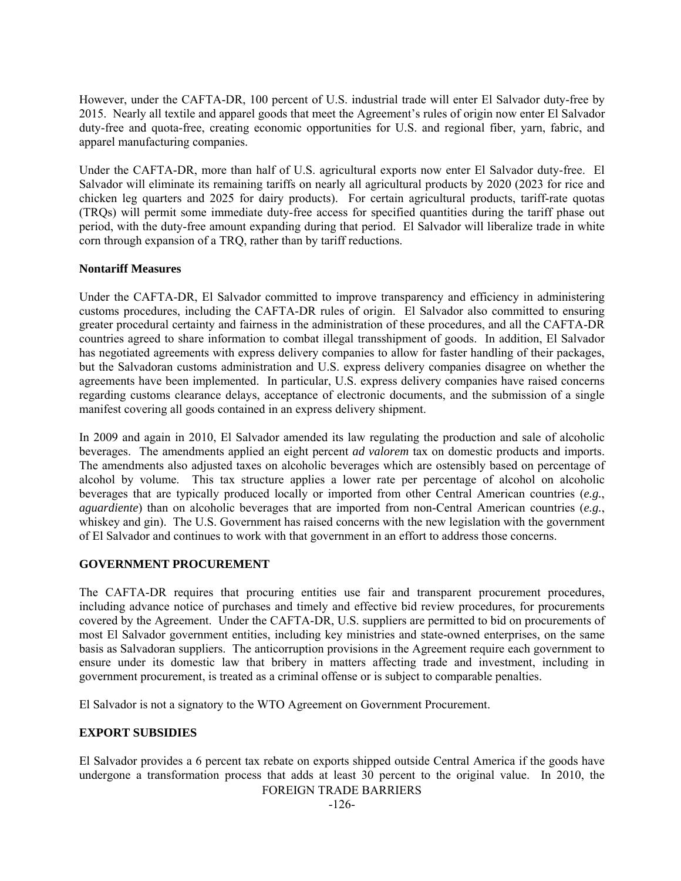However, under the CAFTA-DR, 100 percent of U.S. industrial trade will enter El Salvador duty-free by 2015. Nearly all textile and apparel goods that meet the Agreement's rules of origin now enter El Salvador duty-free and quota-free, creating economic opportunities for U.S. and regional fiber, yarn, fabric, and apparel manufacturing companies.

Under the CAFTA-DR, more than half of U.S. agricultural exports now enter El Salvador duty-free. El Salvador will eliminate its remaining tariffs on nearly all agricultural products by 2020 (2023 for rice and chicken leg quarters and 2025 for dairy products). For certain agricultural products, tariff-rate quotas (TRQs) will permit some immediate duty-free access for specified quantities during the tariff phase out period, with the duty-free amount expanding during that period. El Salvador will liberalize trade in white corn through expansion of a TRQ, rather than by tariff reductions.

**Nontariff Measures**

Under the CAFTA-DR, El Salvador committed to improve transparency and efficiency in administering customs procedures, including the CAFTA-DR rules of origin. El Salvador also committed to ensuring greater procedural certainty and fairness in the administration of these procedures, and all the CAFTA-DR countries agreed to share information to combat illegal transshipment of goods. In addition, El Salvador has negotiated agreements with express delivery companies to allow for faster handling of their packages, but the Salvadoran customs administration and U.S. express delivery companies disagree on whether the agreements have been implemented. In particular, U.S. express delivery companies have raised concerns regarding customs clearance delays, acceptance of electronic documents, and the submission of a single manifest covering all goods contained in an express delivery shipment.

In 2009 and again in 2010, El Salvador amended its law regulating the production and sale of alcoholic beverages. The amendments applied an eight percent *ad valorem* tax on domestic products and imports. The amendments also adjusted taxes on alcoholic beverages which are ostensibly based on percentage of alcohol by volume. This tax structure applies a lower rate per percentage of alcohol on alcoholic beverages that are typically produced locally or imported from other Central American countries (*e.g.*, *aguardiente*) than on alcoholic beverages that are imported from non-Central American countries (*e.g.*, whiskey and gin). The U.S. Government has raised concerns with the new legislation with the government of El Salvador and continues to work with that government in an effort to address those concerns.

## GOVERNMENT PROCUREMENT

The CAFTA-DR requires that procuring entities use fair and transparent procurement procedures, including advance notice of purchases and timely and effective bid review procedures, for procurements covered by the Agreement. Under the CAFTA-DR, U.S. suppliers are permitted to bid on procurements of most El Salvador government entities, including key ministries and state-owned enterprises, on the same basis as Salvadoran suppliers. The anticorruption provisions in the Agreement require each government to ensure under its domestic law that bribery in matters affecting trade and investment, including in government procurement, is treated as a criminal offense or is subject to comparable penalties.

El Salvador is not a signatory to the WTO Agreement on Government Procurement.

## EXPORT SUBSIDIES

El Salvador provides a 6 percent tax rebate on exports shipped outside Central America if the goods have undergone a transformation process that adds at least 30 percent to the original value. In 2010, the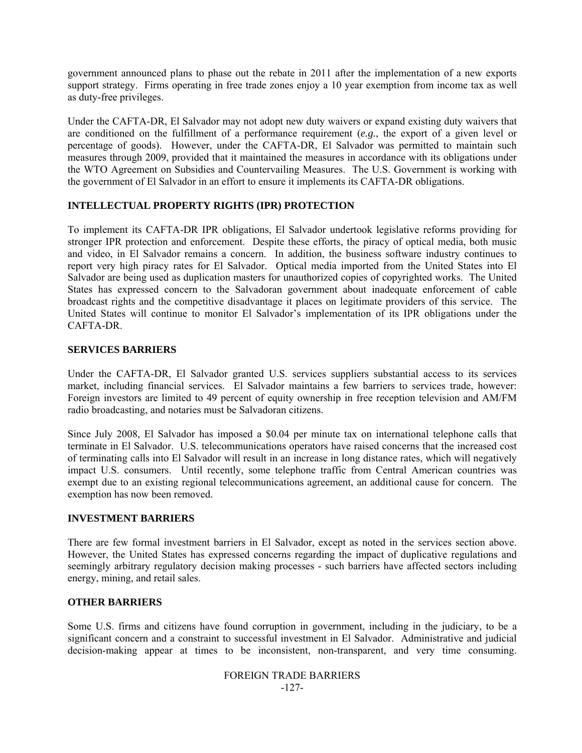government announced plans to phase out the rebate in 2011 after the implementation of a new exports support strategy. Firms operating in free trade zones enjoy a 10 year exemption from income tax as well as duty-free privileges.

Under the CAFTA-DR, El Salvador may not adopt new duty waivers or expand existing duty waivers that are conditioned on the fulfillment of a performance requirement (*e.g.*, the export of a given level or percentage of goods). However, under the CAFTA-DR, El Salvador was permitted to maintain such measures through 2009, provided that it maintained the measures in accordance with its obligations under the WTO Agreement on Subsidies and Countervailing Measures. The U.S. Government is working with the government of El Salvador in an effort to ensure it implements its CAFTA-DR obligations.

## INTELLECTUAL PROPERTY RIGHTS (IPR) PROTECTION

To implement its CAFTA-DR IPR obligations, El Salvador undertook legislative reforms providing for stronger IPR protection and enforcement. Despite these efforts, the piracy of optical media, both music and video, in El Salvador remains a concern. In addition, the business software industry continues to report very high piracy rates for El Salvador. Optical media imported from the United States into El Salvador are being used as duplication masters for unauthorized copies of copyrighted works. The United States has expressed concern to the Salvadoran government about inadequate enforcement of cable broadcast rights and the competitive disadvantage it places on legitimate providers of this service. The United States will continue to monitor El Salvador's implementation of its IPR obligations under the CAFTA-DR.

## SERVICES BARRIERS

Under the CAFTA-DR, El Salvador granted U.S. services suppliers substantial access to its services market, including financial services. El Salvador maintains a few barriers to services trade, however: Foreign investors are limited to 49 percent of equity ownership in free reception television and AM/FM radio broadcasting, and notaries must be Salvadoran citizens.

Since July 2008, El Salvador has imposed a $0.04 per minute tax on international telephone calls that terminate in El Salvador. U.S. telecommunications operators have raised concerns that the increased cost of terminating calls into El Salvador will result in an increase in long distance rates, which will negatively impact U.S. consumers. Until recently, some telephone traffic from Central American countries was exempt due to an existing regional telecommunications agreement, an additional cause for concern. The exemption has now been removed.

## INVESTMENT BARRIERS

There are few formal investment barriers in El Salvador, except as noted in the services section above. However, the United States has expressed concerns regarding the impact of duplicative regulations and seemingly arbitrary regulatory decision making processes - such barriers have affected sectors including energy, mining, and retail sales.

## OTHER BARRIERS

Some U.S. firms and citizens have found corruption in government, including in the judiciary, to be a significant concern and a constraint to successful investment in El Salvador. Administrative and judicial decision-making appear at times to be inconsistent, non-transparent, and very time consuming.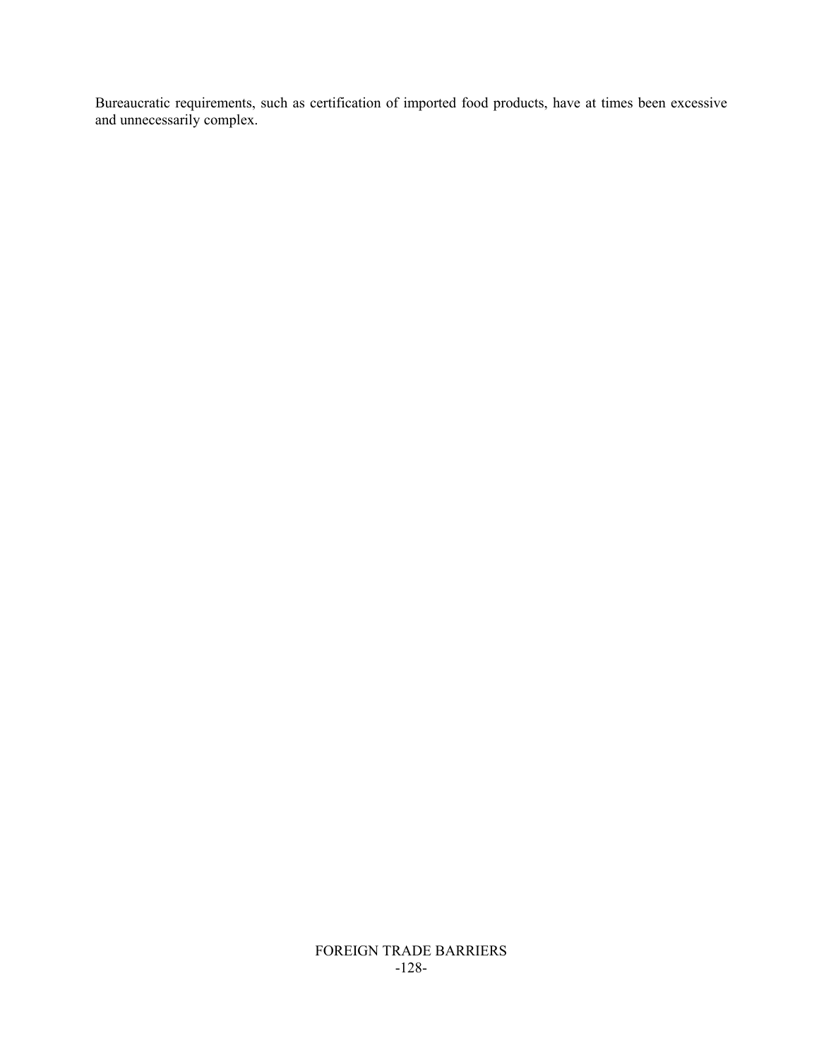Bureaucratic requirements, such as certification of imported food products, have at times been excessive and unnecessarily complex.